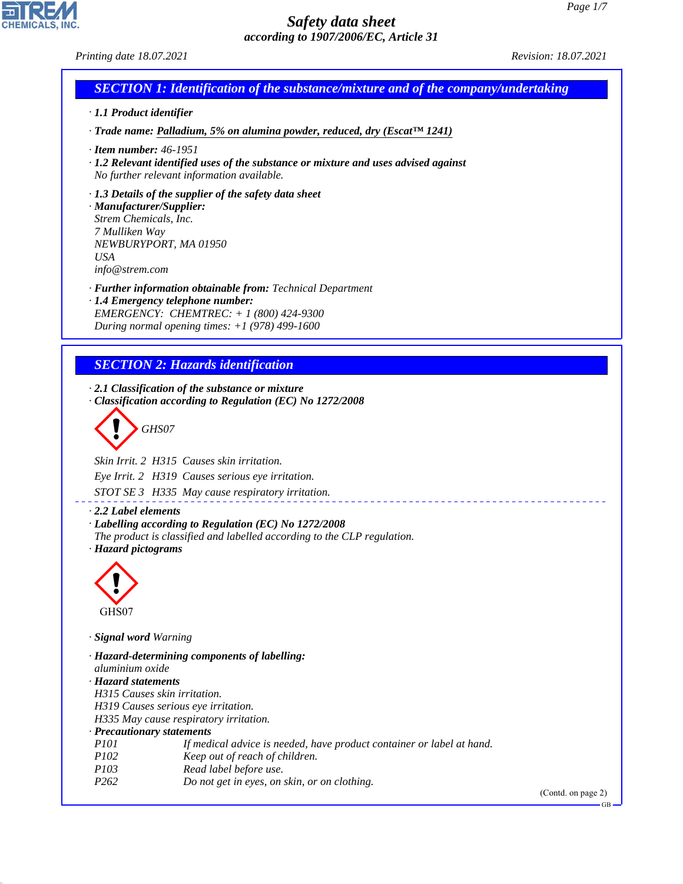# Safety data sheet

*according to 1907/2006/EC, Article 31*

Printing date 18.07.2021 Revision: 18.07.2021

## SECTION 1: Identification of the substance/mixture and of the company/undertaking

· **1.1 Product identifier**

· **Trade name:** Palladium, 5% on alumina powder, reduced, dry (Escat™ 1241)

· **Item number:** 46-1951

· **1.2 Relevant identified uses of the substance or mixture and uses advised against**
No further relevant information available.

· **1.3 Details of the supplier of the safety data sheet**

· **Manufacturer/Supplier:**
Strem Chemicals, Inc.
7 Mulliken Way
NEWBURYPORT, MA 01950
USA
info@strem.com

· **Further information obtainable from:** Technical Department

· **1.4 Emergency telephone number:**
EMERGENCY: CHEMTREC: + 1 (800) 424-9300
During normal opening times: +1 (978) 499-1600

## SECTION 2: Hazards identification

· **2.1 Classification of the substance or mixture**

· **Classification according to Regulation (EC) No 1272/2008**

GHS07

Skin Irrit. 2 H315 Causes skin irritation.

Eye Irrit. 2 H319 Causes serious eye irritation.

STOT SE 3 H335 May cause respiratory irritation.

· **2.2 Label elements**

· **Labelling according to Regulation (EC) No 1272/2008**
The product is classified and labelled according to the CLP regulation.

· **Hazard pictograms**

GHS07

· **Signal word** Warning

· **Hazard-determining components of labelling:**
aluminium oxide

· **Hazard statements**
H315 Causes skin irritation.
H319 Causes serious eye irritation.
H335 May cause respiratory irritation.

· **Precautionary statements**

| | |
|---|---|
| P101 | If medical advice is needed, have product container or label at hand. |
| P102 | Keep out of reach of children. |
| P103 | Read label before use. |
| P262 | Do not get in eyes, on skin, or on clothing. |

(Contd. on page 2)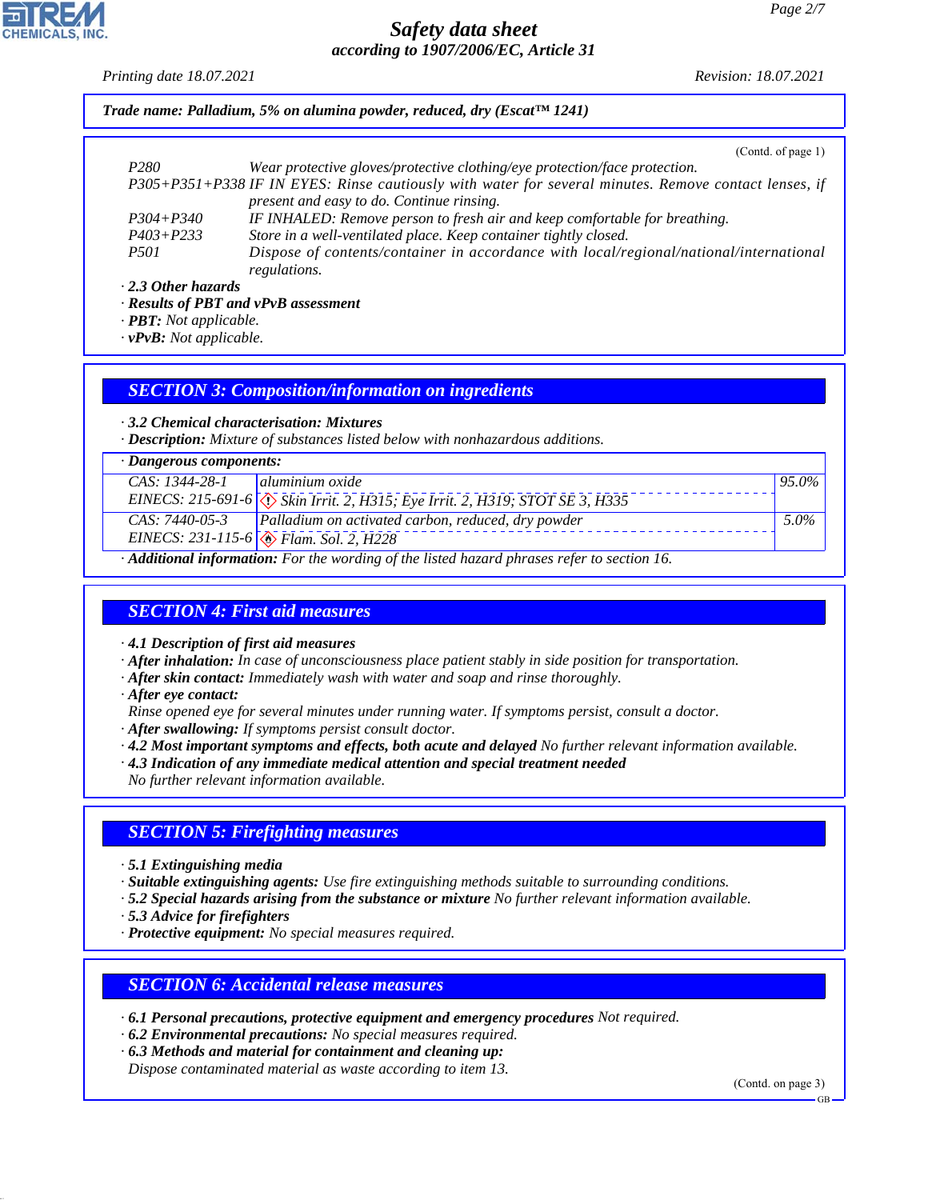**Trade name: Palladium, 5% on alumina powder, reduced, dry (Escat™ 1241)**

(Contd. of page 1)

| | |
|---|---|
| P280 | Wear protective gloves/protective clothing/eye protection/face protection. |
| P305+P351+P338 | IF IN EYES: Rinse cautiously with water for several minutes. Remove contact lenses, if present and easy to do. Continue rinsing. |
| P304+P340 | IF INHALED: Remove person to fresh air and keep comfortable for breathing. |
| P403+P233 | Store in a well-ventilated place. Keep container tightly closed. |
| P501 | Dispose of contents/container in accordance with local/regional/national/international regulations. |

· **2.3 Other hazards**
· **Results of PBT and vPvB assessment**
· **PBT:** Not applicable.
· **vPvB:** Not applicable.

## SECTION 3: Composition/information on ingredients

· **3.2 Chemical characterisation: Mixtures**
· **Description:** Mixture of substances listed below with nonhazardous additions.

· **Dangerous components:**

| CAS / EINECS | Component | % |
|---|---|---|
| CAS: 1344-28-1<br>EINECS: 215-691-6 | aluminium oxide<br>Skin Irrit. 2, H315; Eye Irrit. 2, H319; STOT SE 3, H335 | 95.0% |
| CAS: 7440-05-3<br>EINECS: 231-115-6 | Palladium on activated carbon, reduced, dry powder<br>Flam. Sol. 2, H228 | 5.0% |

· **Additional information:** For the wording of the listed hazard phrases refer to section 16.

## SECTION 4: First aid measures

· **4.1 Description of first aid measures**
· **After inhalation:** In case of unconsciousness place patient stably in side position for transportation.
· **After skin contact:** Immediately wash with water and soap and rinse thoroughly.
· **After eye contact:**
Rinse opened eye for several minutes under running water. If symptoms persist, consult a doctor.
· **After swallowing:** If symptoms persist consult doctor.
· **4.2 Most important symptoms and effects, both acute and delayed** No further relevant information available.
· **4.3 Indication of any immediate medical attention and special treatment needed**
No further relevant information available.

## SECTION 5: Firefighting measures

· **5.1 Extinguishing media**
· **Suitable extinguishing agents:** Use fire extinguishing methods suitable to surrounding conditions.
· **5.2 Special hazards arising from the substance or mixture** No further relevant information available.
· **5.3 Advice for firefighters**
· **Protective equipment:** No special measures required.

## SECTION 6: Accidental release measures

· **6.1 Personal precautions, protective equipment and emergency procedures** Not required.
· **6.2 Environmental precautions:** No special measures required.
· **6.3 Methods and material for containment and cleaning up:**
Dispose contaminated material as waste according to item 13.

(Contd. on page 3)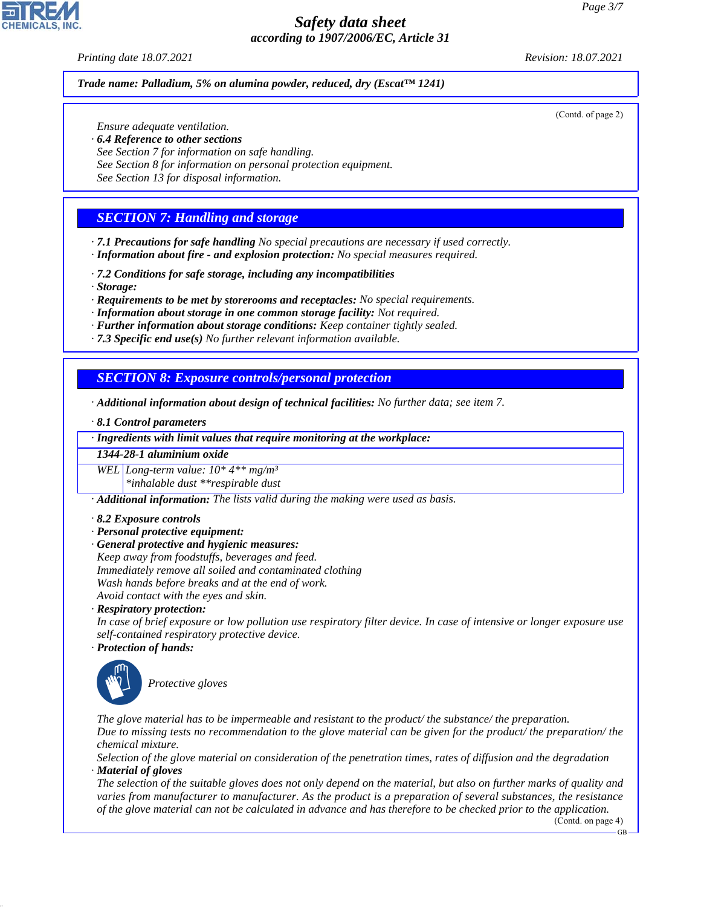*Trade name: Palladium, 5% on alumina powder, reduced, dry (Escat™ 1241)*

(Contd. of page 2)

Ensure adequate ventilation.
· **6.4 Reference to other sections**
See Section 7 for information on safe handling.
See Section 8 for information on personal protection equipment.
See Section 13 for disposal information.

## SECTION 7: Handling and storage

· **7.1 Precautions for safe handling** No special precautions are necessary if used correctly.
· **Information about fire - and explosion protection:** No special measures required.

· **7.2 Conditions for safe storage, including any incompatibilities**
· **Storage:**
· **Requirements to be met by storerooms and receptacles:** No special requirements.
· **Information about storage in one common storage facility:** Not required.
· **Further information about storage conditions:** Keep container tightly sealed.
· **7.3 Specific end use(s)** No further relevant information available.

## SECTION 8: Exposure controls/personal protection

· **Additional information about design of technical facilities:** No further data; see item 7.

· **8.1 Control parameters**

| · Ingredients with limit values that require monitoring at the workplace: | |
|---|---|
| **1344-28-1 aluminium oxide** | |
| WEL | Long-term value: 10* 4** mg/m³<br>*inhalable dust **respirable dust |

· **Additional information:** The lists valid during the making were used as basis.

· **8.2 Exposure controls**
· **Personal protective equipment:**
· **General protective and hygienic measures:**
Keep away from foodstuffs, beverages and feed.
Immediately remove all soiled and contaminated clothing
Wash hands before breaks and at the end of work.
Avoid contact with the eyes and skin.
· **Respiratory protection:**
In case of brief exposure or low pollution use respiratory filter device. In case of intensive or longer exposure use self-contained respiratory protective device.
· **Protection of hands:**

Protective gloves

The glove material has to be impermeable and resistant to the product/ the substance/ the preparation.
Due to missing tests no recommendation to the glove material can be given for the product/ the preparation/ the chemical mixture.
Selection of the glove material on consideration of the penetration times, rates of diffusion and the degradation
· **Material of gloves**
The selection of the suitable gloves does not only depend on the material, but also on further marks of quality and varies from manufacturer to manufacturer. As the product is a preparation of several substances, the resistance of the glove material can not be calculated in advance and has therefore to be checked prior to the application.

(Contd. on page 4)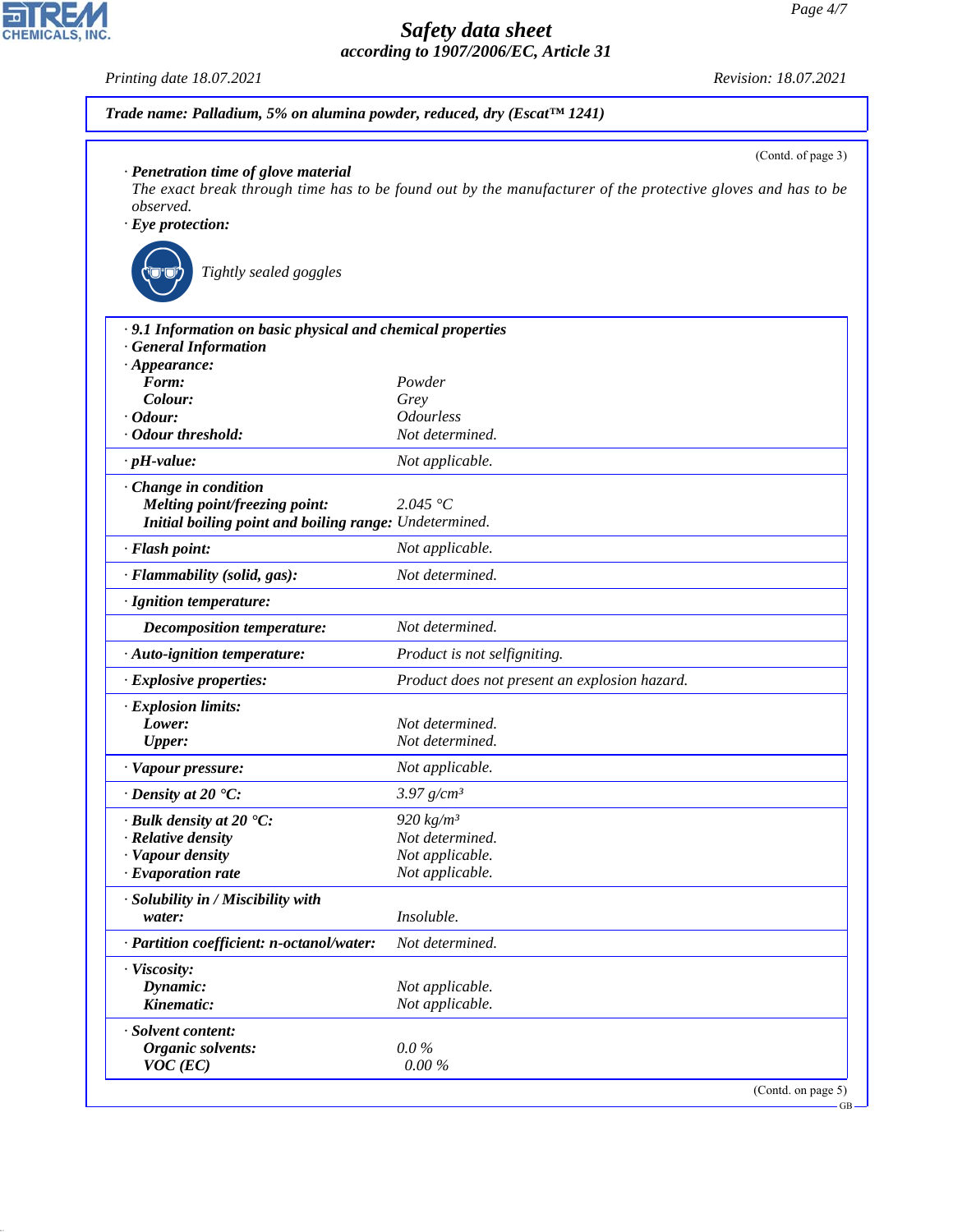**Trade name: Palladium, 5% on alumina powder, reduced, dry (Escat™ 1241)**

(Contd. of page 3)

· **Penetration time of glove material**
The exact break through time has to be found out by the manufacturer of the protective gloves and has to be observed.

· **Eye protection:**

Tightly sealed goggles

· **9.1 Information on basic physical and chemical properties**
· **General Information**

| Property | Value |
|---|---|
| · **Appearance:** | |
| **Form:** | Powder |
| **Colour:** | Grey |
| · **Odour:** | Odourless |
| · **Odour threshold:** | Not determined. |
| · **pH-value:** | Not applicable. |
| · **Change in condition** | |
| **Melting point/freezing point:** | 2.045 °C |
| **Initial boiling point and boiling range:** | Undetermined. |
| · **Flash point:** | Not applicable. |
| · **Flammability (solid, gas):** | Not determined. |
| · **Ignition temperature:** | |
| **Decomposition temperature:** | Not determined. |
| · **Auto-ignition temperature:** | Product is not selfigniting. |
| · **Explosive properties:** | Product does not present an explosion hazard. |
| · **Explosion limits:** | |
| **Lower:** | Not determined. |
| **Upper:** | Not determined. |
| · **Vapour pressure:** | Not applicable. |
| · **Density at 20 °C:** | 3.97 g/cm³ |
| · **Bulk density at 20 °C:** | 920 kg/m³ |
| · **Relative density** | Not determined. |
| · **Vapour density** | Not applicable. |
| · **Evaporation rate** | Not applicable. |
| · **Solubility in / Miscibility with** | |
| **water:** | Insoluble. |
| · **Partition coefficient: n-octanol/water:** | Not determined. |
| · **Viscosity:** | |
| **Dynamic:** | Not applicable. |
| **Kinematic:** | Not applicable. |
| · **Solvent content:** | |
| **Organic solvents:** | 0.0 % |
| **VOC (EC)** | 0.00 % |

(Contd. on page 5)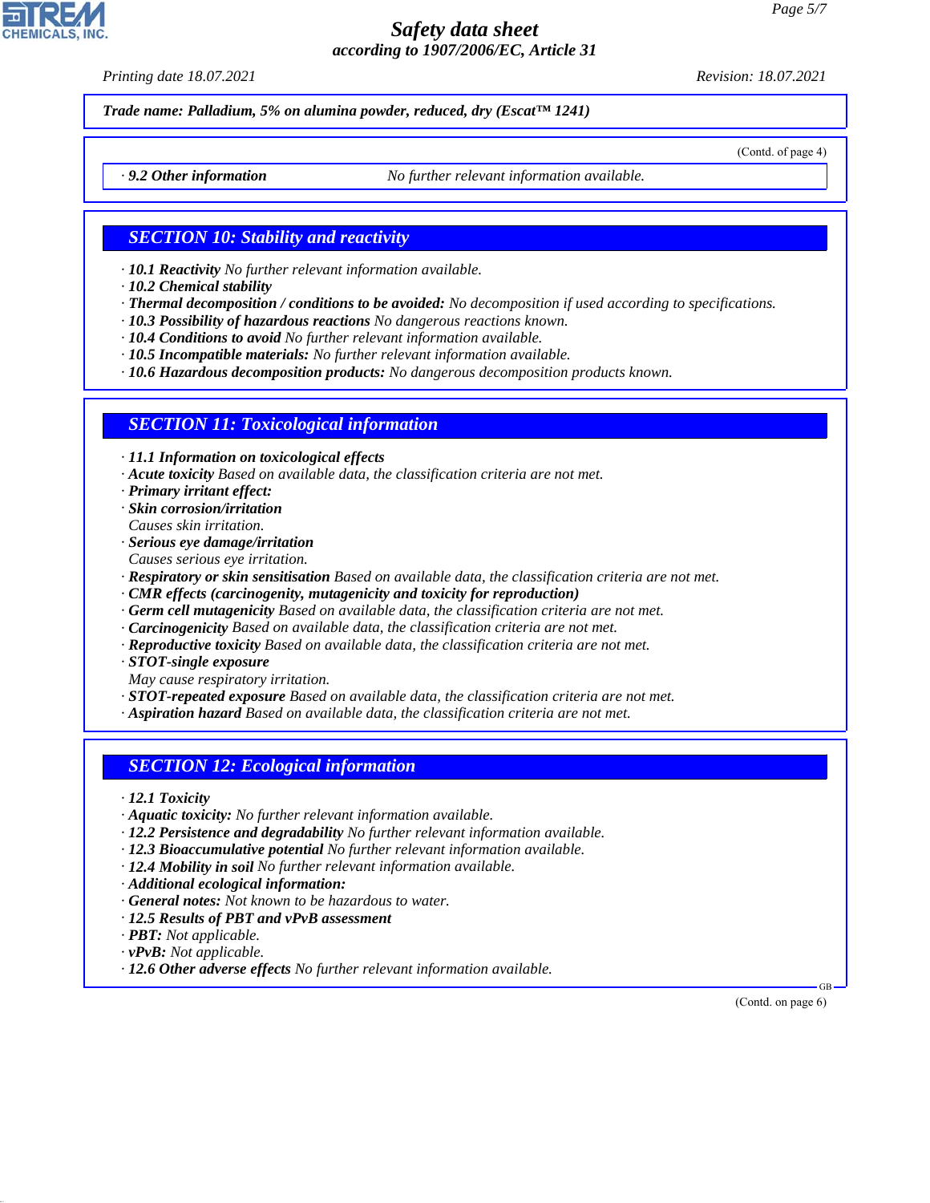**Trade name: Palladium, 5% on alumina powder, reduced, dry (Escat™ 1241)**

(Contd. of page 4)

· **9.2 Other information** No further relevant information available.

## SECTION 10: Stability and reactivity

· **10.1 Reactivity** No further relevant information available.
· **10.2 Chemical stability**
· **Thermal decomposition / conditions to be avoided:** No decomposition if used according to specifications.
· **10.3 Possibility of hazardous reactions** No dangerous reactions known.
· **10.4 Conditions to avoid** No further relevant information available.
· **10.5 Incompatible materials:** No further relevant information available.
· **10.6 Hazardous decomposition products:** No dangerous decomposition products known.

## SECTION 11: Toxicological information

· **11.1 Information on toxicological effects**
· **Acute toxicity** Based on available data, the classification criteria are not met.
· **Primary irritant effect:**
· **Skin corrosion/irritation**
Causes skin irritation.
· **Serious eye damage/irritation**
Causes serious eye irritation.
· **Respiratory or skin sensitisation** Based on available data, the classification criteria are not met.
· **CMR effects (carcinogenity, mutagenicity and toxicity for reproduction)**
· **Germ cell mutagenicity** Based on available data, the classification criteria are not met.
· **Carcinogenicity** Based on available data, the classification criteria are not met.
· **Reproductive toxicity** Based on available data, the classification criteria are not met.
· **STOT-single exposure**
May cause respiratory irritation.
· **STOT-repeated exposure** Based on available data, the classification criteria are not met.
· **Aspiration hazard** Based on available data, the classification criteria are not met.

## SECTION 12: Ecological information

· **12.1 Toxicity**
· **Aquatic toxicity:** No further relevant information available.
· **12.2 Persistence and degradability** No further relevant information available.
· **12.3 Bioaccumulative potential** No further relevant information available.
· **12.4 Mobility in soil** No further relevant information available.
· **Additional ecological information:**
· **General notes:** Not known to be hazardous to water.
· **12.5 Results of PBT and vPvB assessment**
· **PBT:** Not applicable.
· **vPvB:** Not applicable.
· **12.6 Other adverse effects** No further relevant information available.

(Contd. on page 6)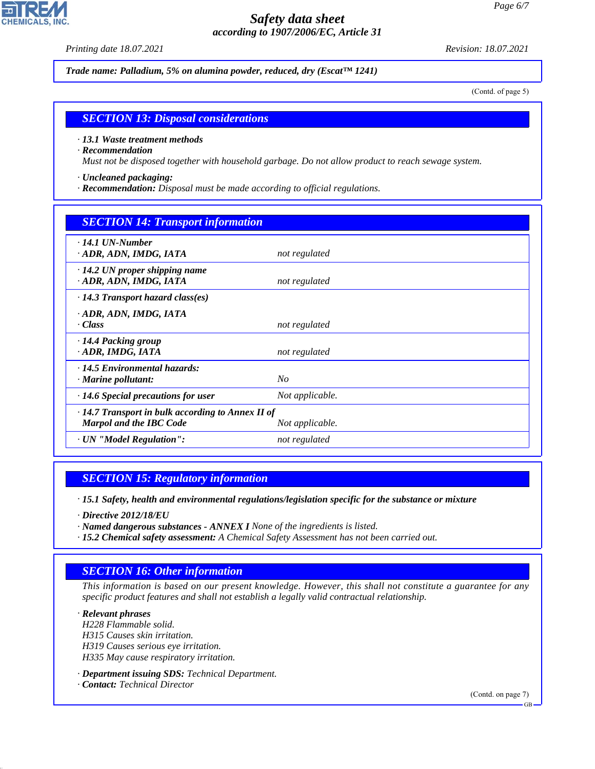**Trade name: Palladium, 5% on alumina powder, reduced, dry (Escat™ 1241)**

(Contd. of page 5)

## SECTION 13: Disposal considerations

· **13.1 Waste treatment methods**
· **Recommendation**
Must not be disposed together with household garbage. Do not allow product to reach sewage system.

· **Uncleaned packaging:**
· **Recommendation:** Disposal must be made according to official regulations.

## SECTION 14: Transport information

| | |
|---|---|
| · **14.1 UN-Number**<br>· **ADR, ADN, IMDG, IATA** | not regulated |
| · **14.2 UN proper shipping name**<br>· **ADR, ADN, IMDG, IATA** | not regulated |
| · **14.3 Transport hazard class(es)**<br>· **ADR, ADN, IMDG, IATA**<br>· **Class** | not regulated |
| · **14.4 Packing group**<br>· **ADR, IMDG, IATA** | not regulated |
| · **14.5 Environmental hazards:**<br>· **Marine pollutant:** | No |
| · **14.6 Special precautions for user** | Not applicable. |
| · **14.7 Transport in bulk according to Annex II of Marpol and the IBC Code** | Not applicable. |
| · **UN "Model Regulation":** | not regulated |

## SECTION 15: Regulatory information

· **15.1 Safety, health and environmental regulations/legislation specific for the substance or mixture**

· **Directive 2012/18/EU**
· **Named dangerous substances - ANNEX I** None of the ingredients is listed.
· **15.2 Chemical safety assessment:** A Chemical Safety Assessment has not been carried out.

## SECTION 16: Other information

This information is based on our present knowledge. However, this shall not constitute a guarantee for any specific product features and shall not establish a legally valid contractual relationship.

· **Relevant phrases**
H228 Flammable solid.
H315 Causes skin irritation.
H319 Causes serious eye irritation.
H335 May cause respiratory irritation.

· **Department issuing SDS:** Technical Department.
· **Contact:** Technical Director

(Contd. on page 7)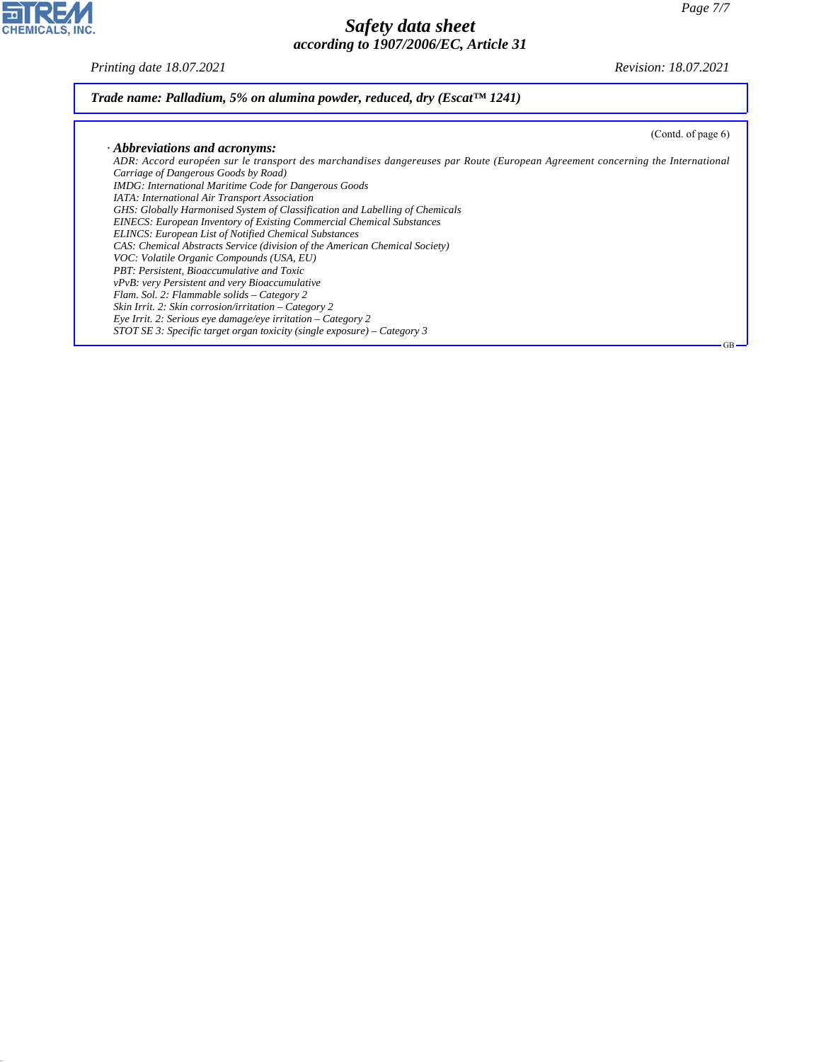**Trade name: Palladium, 5% on alumina powder, reduced, dry (Escat™ 1241)**

(Contd. of page 6)

### · Abbreviations and acronyms:

ADR: Accord européen sur le transport des marchandises dangereuses par Route (European Agreement concerning the International Carriage of Dangerous Goods by Road)
IMDG: International Maritime Code for Dangerous Goods
IATA: International Air Transport Association
GHS: Globally Harmonised System of Classification and Labelling of Chemicals
EINECS: European Inventory of Existing Commercial Chemical Substances
ELINCS: European List of Notified Chemical Substances
CAS: Chemical Abstracts Service (division of the American Chemical Society)
VOC: Volatile Organic Compounds (USA, EU)
PBT: Persistent, Bioaccumulative and Toxic
vPvB: very Persistent and very Bioaccumulative
Flam. Sol. 2: Flammable solids – Category 2
Skin Irrit. 2: Skin corrosion/irritation – Category 2
Eye Irrit. 2: Serious eye damage/eye irritation – Category 2
STOT SE 3: Specific target organ toxicity (single exposure) – Category 3